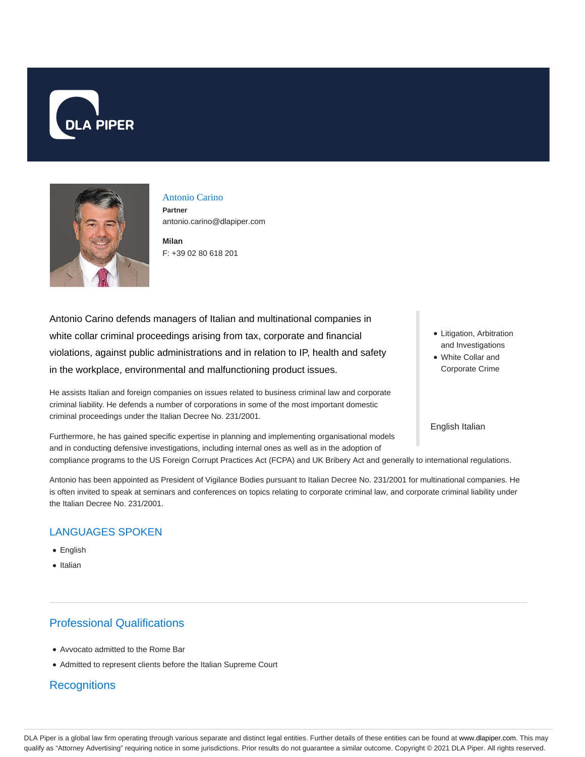DLA PIPER

## Antonio Carino

**Partner**
antonio.carino@dlapiper.com

**Milan**
F: +39 02 80 618 201

Antonio Carino defends managers of Italian and multinational companies in white collar criminal proceedings arising from tax, corporate and financial violations, against public administrations and in relation to IP, health and safety in the workplace, environmental and malfunctioning product issues.

- Litigation, Arbitration and Investigations
- White Collar and Corporate Crime

English Italian

He assists Italian and foreign companies on issues related to business criminal law and corporate criminal liability. He defends a number of corporations in some of the most important domestic criminal proceedings under the Italian Decree No. 231/2001.

Furthermore, he has gained specific expertise in planning and implementing organisational models and in conducting defensive investigations, including internal ones as well as in the adoption of compliance programs to the US Foreign Corrupt Practices Act (FCPA) and UK Bribery Act and generally to international regulations.

Antonio has been appointed as President of Vigilance Bodies pursuant to Italian Decree No. 231/2001 for multinational companies. He is often invited to speak at seminars and conferences on topics relating to corporate criminal law, and corporate criminal liability under the Italian Decree No. 231/2001.

## LANGUAGES SPOKEN

- English
- Italian

## Professional Qualifications

- Avvocato admitted to the Rome Bar
- Admitted to represent clients before the Italian Supreme Court

## Recognitions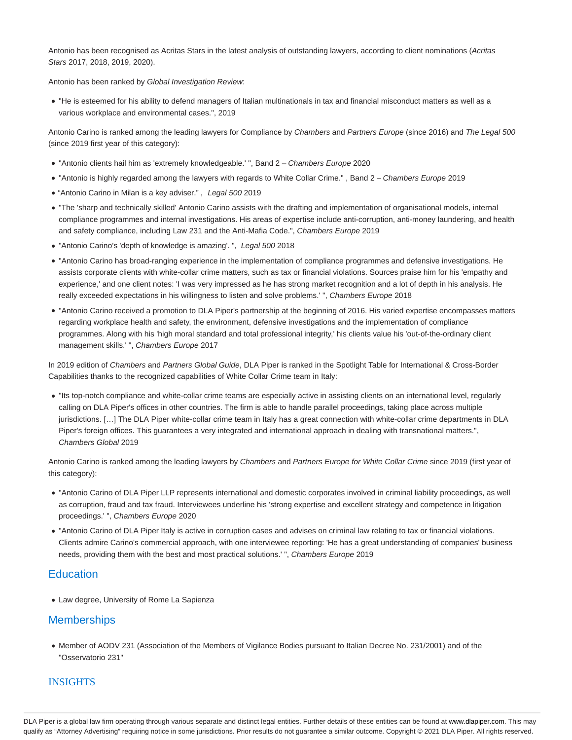Antonio has been recognised as Acritas Stars in the latest analysis of outstanding lawyers, according to client nominations (*Acritas Stars* 2017, 2018, 2019, 2020).

Antonio has been ranked by *Global Investigation Review*:

- "He is esteemed for his ability to defend managers of Italian multinationals in tax and financial misconduct matters as well as a various workplace and environmental cases.", 2019

Antonio Carino is ranked among the leading lawyers for Compliance by *Chambers* and *Partners Europe* (since 2016) and *The Legal 500* (since 2019 first year of this category):

- "Antonio clients hail him as 'extremely knowledgeable.' ", Band 2 – *Chambers Europe* 2020
- "Antonio is highly regarded among the lawyers with regards to White Collar Crime." , Band 2 – *Chambers Europe* 2019
- "Antonio Carino in Milan is a key adviser." , *Legal 500* 2019
- "The 'sharp and technically skilled' Antonio Carino assists with the drafting and implementation of organisational models, internal compliance programmes and internal investigations. His areas of expertise include anti-corruption, anti-money laundering, and health and safety compliance, including Law 231 and the Anti-Mafia Code.", *Chambers Europe* 2019
- "Antonio Carino's 'depth of knowledge is amazing'. ", *Legal 500* 2018
- "Antonio Carino has broad-ranging experience in the implementation of compliance programmes and defensive investigations. He assists corporate clients with white-collar crime matters, such as tax or financial violations. Sources praise him for his 'empathy and experience,' and one client notes: 'I was very impressed as he has strong market recognition and a lot of depth in his analysis. He really exceeded expectations in his willingness to listen and solve problems.' ", *Chambers Europe* 2018
- "Antonio Carino received a promotion to DLA Piper's partnership at the beginning of 2016. His varied expertise encompasses matters regarding workplace health and safety, the environment, defensive investigations and the implementation of compliance programmes. Along with his 'high moral standard and total professional integrity,' his clients value his 'out-of-the-ordinary client management skills.' ", *Chambers Europe* 2017

In 2019 edition of *Chambers* and *Partners Global Guide*, DLA Piper is ranked in the Spotlight Table for International & Cross-Border Capabilities thanks to the recognized capabilities of White Collar Crime team in Italy:

- "Its top-notch compliance and white-collar crime teams are especially active in assisting clients on an international level, regularly calling on DLA Piper's offices in other countries. The firm is able to handle parallel proceedings, taking place across multiple jurisdictions. […] The DLA Piper white-collar crime team in Italy has a great connection with white-collar crime departments in DLA Piper's foreign offices. This guarantees a very integrated and international approach in dealing with transnational matters.", *Chambers Global* 2019

Antonio Carino is ranked among the leading lawyers by *Chambers* and *Partners Europe for White Collar Crime* since 2019 (first year of this category):

- "Antonio Carino of DLA Piper LLP represents international and domestic corporates involved in criminal liability proceedings, as well as corruption, fraud and tax fraud. Interviewees underline his 'strong expertise and excellent strategy and competence in litigation proceedings.' ", *Chambers Europe* 2020
- "Antonio Carino of DLA Piper Italy is active in corruption cases and advises on criminal law relating to tax or financial violations. Clients admire Carino's commercial approach, with one interviewee reporting: 'He has a great understanding of companies' business needs, providing them with the best and most practical solutions.' ", *Chambers Europe* 2019

## Education

- Law degree, University of Rome La Sapienza

## Memberships

- Member of AODV 231 (Association of the Members of Vigilance Bodies pursuant to Italian Decree No. 231/2001) and of the "Osservatorio 231"

## INSIGHTS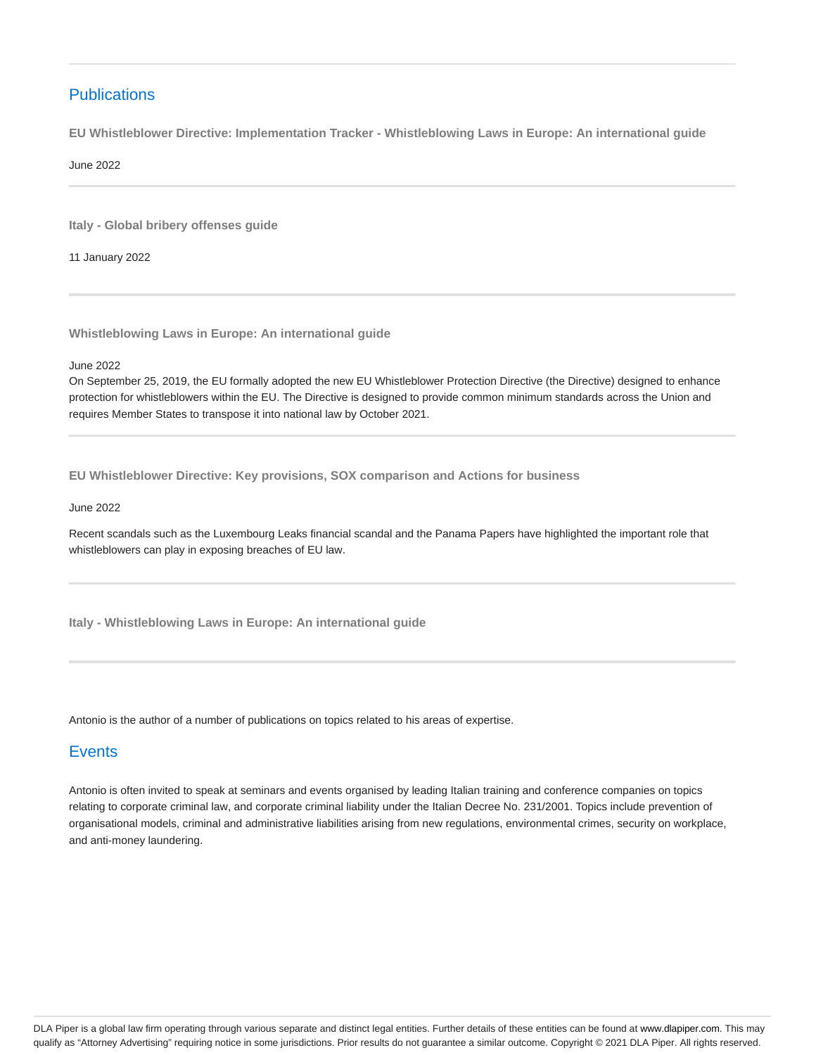## Publications

**EU Whistleblower Directive: Implementation Tracker - Whistleblowing Laws in Europe: An international guide**

June 2022

**Italy - Global bribery offenses guide**

11 January 2022

**Whistleblowing Laws in Europe: An international guide**

June 2022

On September 25, 2019, the EU formally adopted the new EU Whistleblower Protection Directive (the Directive) designed to enhance protection for whistleblowers within the EU. The Directive is designed to provide common minimum standards across the Union and requires Member States to transpose it into national law by October 2021.

**EU Whistleblower Directive: Key provisions, SOX comparison and Actions for business**

June 2022

Recent scandals such as the Luxembourg Leaks financial scandal and the Panama Papers have highlighted the important role that whistleblowers can play in exposing breaches of EU law.

**Italy - Whistleblowing Laws in Europe: An international guide**

Antonio is the author of a number of publications on topics related to his areas of expertise.

## Events

Antonio is often invited to speak at seminars and events organised by leading Italian training and conference companies on topics relating to corporate criminal law, and corporate criminal liability under the Italian Decree No. 231/2001. Topics include prevention of organisational models, criminal and administrative liabilities arising from new regulations, environmental crimes, security on workplace, and anti-money laundering.

DLA Piper is a global law firm operating through various separate and distinct legal entities. Further details of these entities can be found at www.dlapiper.com. This may qualify as "Attorney Advertising" requiring notice in some jurisdictions. Prior results do not guarantee a similar outcome. Copyright © 2021 DLA Piper. All rights reserved.